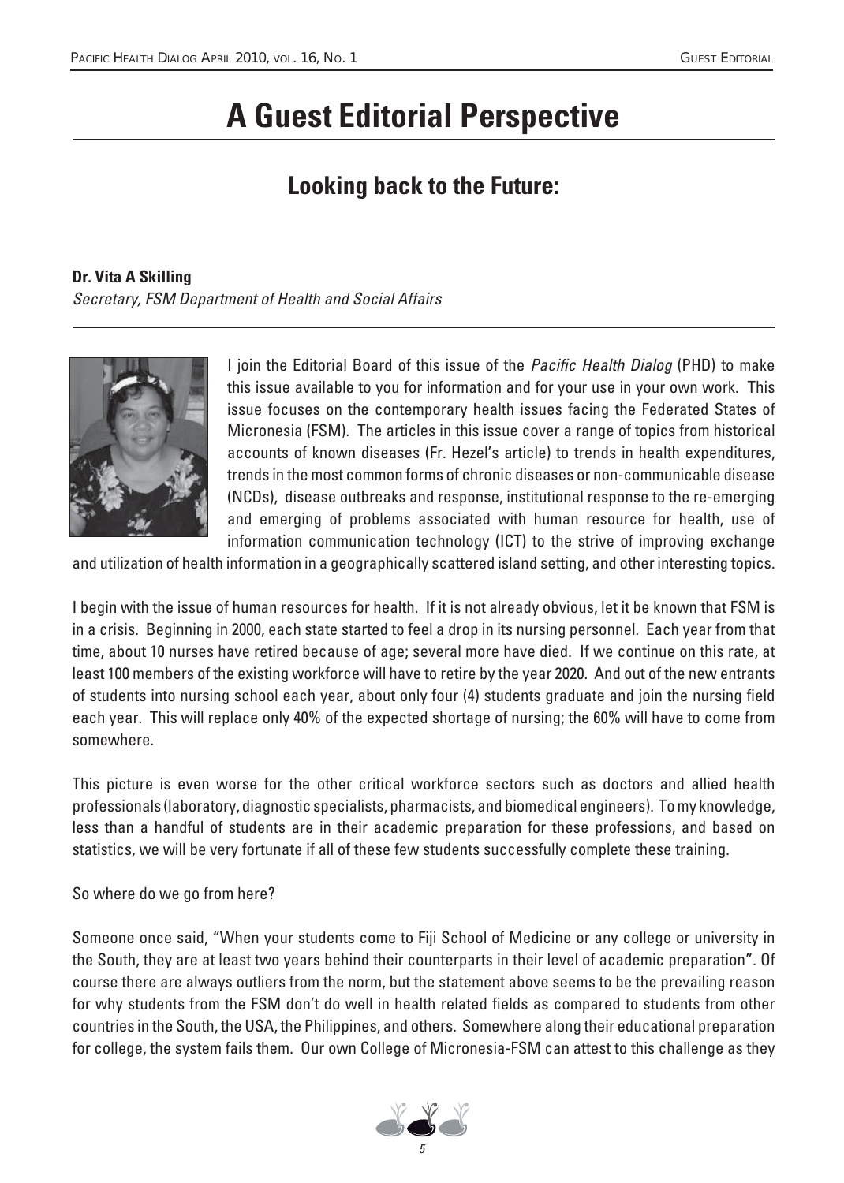# A Guest Editorial Perspective

## Looking back to the Future:

**Dr. Vita A Skilling**
*Secretary, FSM Department of Health and Social Affairs*

I join the Editorial Board of this issue of the *Pacific Health Dialog* (PHD) to make this issue available to you for information and for your use in your own work. This issue focuses on the contemporary health issues facing the Federated States of Micronesia (FSM). The articles in this issue cover a range of topics from historical accounts of known diseases (Fr. Hezel's article) to trends in health expenditures, trends in the most common forms of chronic diseases or non-communicable disease (NCDs), disease outbreaks and response, institutional response to the re-emerging and emerging of problems associated with human resource for health, use of information communication technology (ICT) to the strive of improving exchange and utilization of health information in a geographically scattered island setting, and other interesting topics.

I begin with the issue of human resources for health. If it is not already obvious, let it be known that FSM is in a crisis. Beginning in 2000, each state started to feel a drop in its nursing personnel. Each year from that time, about 10 nurses have retired because of age; several more have died. If we continue on this rate, at least 100 members of the existing workforce will have to retire by the year 2020. And out of the new entrants of students into nursing school each year, about only four (4) students graduate and join the nursing field each year. This will replace only 40% of the expected shortage of nursing; the 60% will have to come from somewhere.

This picture is even worse for the other critical workforce sectors such as doctors and allied health professionals (laboratory, diagnostic specialists, pharmacists, and biomedical engineers). To my knowledge, less than a handful of students are in their academic preparation for these professions, and based on statistics, we will be very fortunate if all of these few students successfully complete these training.

So where do we go from here?

Someone once said, "When your students come to Fiji School of Medicine or any college or university in the South, they are at least two years behind their counterparts in their level of academic preparation". Of course there are always outliers from the norm, but the statement above seems to be the prevailing reason for why students from the FSM don't do well in health related fields as compared to students from other countries in the South, the USA, the Philippines, and others. Somewhere along their educational preparation for college, the system fails them. Our own College of Micronesia-FSM can attest to this challenge as they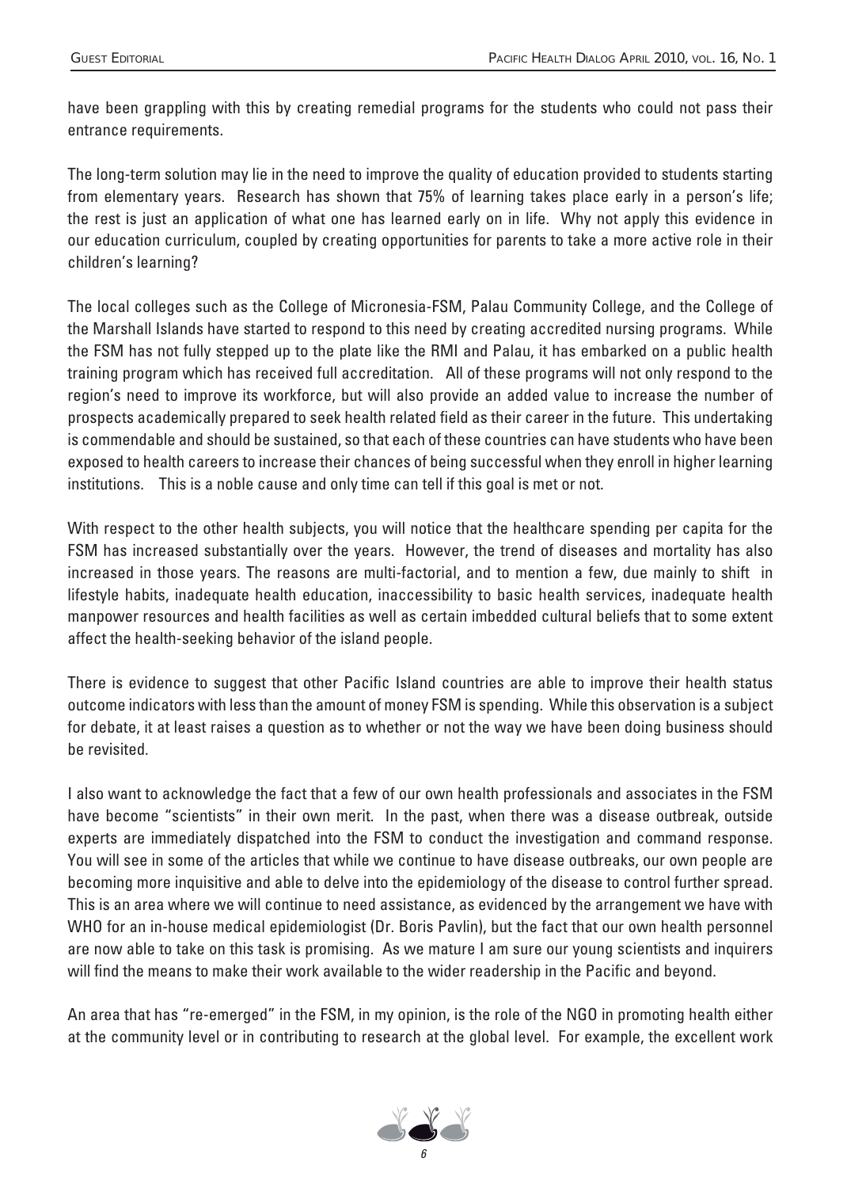have been grappling with this by creating remedial programs for the students who could not pass their entrance requirements.

The long-term solution may lie in the need to improve the quality of education provided to students starting from elementary years. Research has shown that 75% of learning takes place early in a person's life; the rest is just an application of what one has learned early on in life. Why not apply this evidence in our education curriculum, coupled by creating opportunities for parents to take a more active role in their children's learning?

The local colleges such as the College of Micronesia-FSM, Palau Community College, and the College of the Marshall Islands have started to respond to this need by creating accredited nursing programs. While the FSM has not fully stepped up to the plate like the RMI and Palau, it has embarked on a public health training program which has received full accreditation. All of these programs will not only respond to the region's need to improve its workforce, but will also provide an added value to increase the number of prospects academically prepared to seek health related field as their career in the future. This undertaking is commendable and should be sustained, so that each of these countries can have students who have been exposed to health careers to increase their chances of being successful when they enroll in higher learning institutions. This is a noble cause and only time can tell if this goal is met or not.

With respect to the other health subjects, you will notice that the healthcare spending per capita for the FSM has increased substantially over the years. However, the trend of diseases and mortality has also increased in those years. The reasons are multi-factorial, and to mention a few, due mainly to shift in lifestyle habits, inadequate health education, inaccessibility to basic health services, inadequate health manpower resources and health facilities as well as certain imbedded cultural beliefs that to some extent affect the health-seeking behavior of the island people.

There is evidence to suggest that other Pacific Island countries are able to improve their health status outcome indicators with less than the amount of money FSM is spending. While this observation is a subject for debate, it at least raises a question as to whether or not the way we have been doing business should be revisited.

I also want to acknowledge the fact that a few of our own health professionals and associates in the FSM have become "scientists" in their own merit. In the past, when there was a disease outbreak, outside experts are immediately dispatched into the FSM to conduct the investigation and command response. You will see in some of the articles that while we continue to have disease outbreaks, our own people are becoming more inquisitive and able to delve into the epidemiology of the disease to control further spread. This is an area where we will continue to need assistance, as evidenced by the arrangement we have with WHO for an in-house medical epidemiologist (Dr. Boris Pavlin), but the fact that our own health personnel are now able to take on this task is promising. As we mature I am sure our young scientists and inquirers will find the means to make their work available to the wider readership in the Pacific and beyond.

An area that has "re-emerged" in the FSM, in my opinion, is the role of the NGO in promoting health either at the community level or in contributing to research at the global level. For example, the excellent work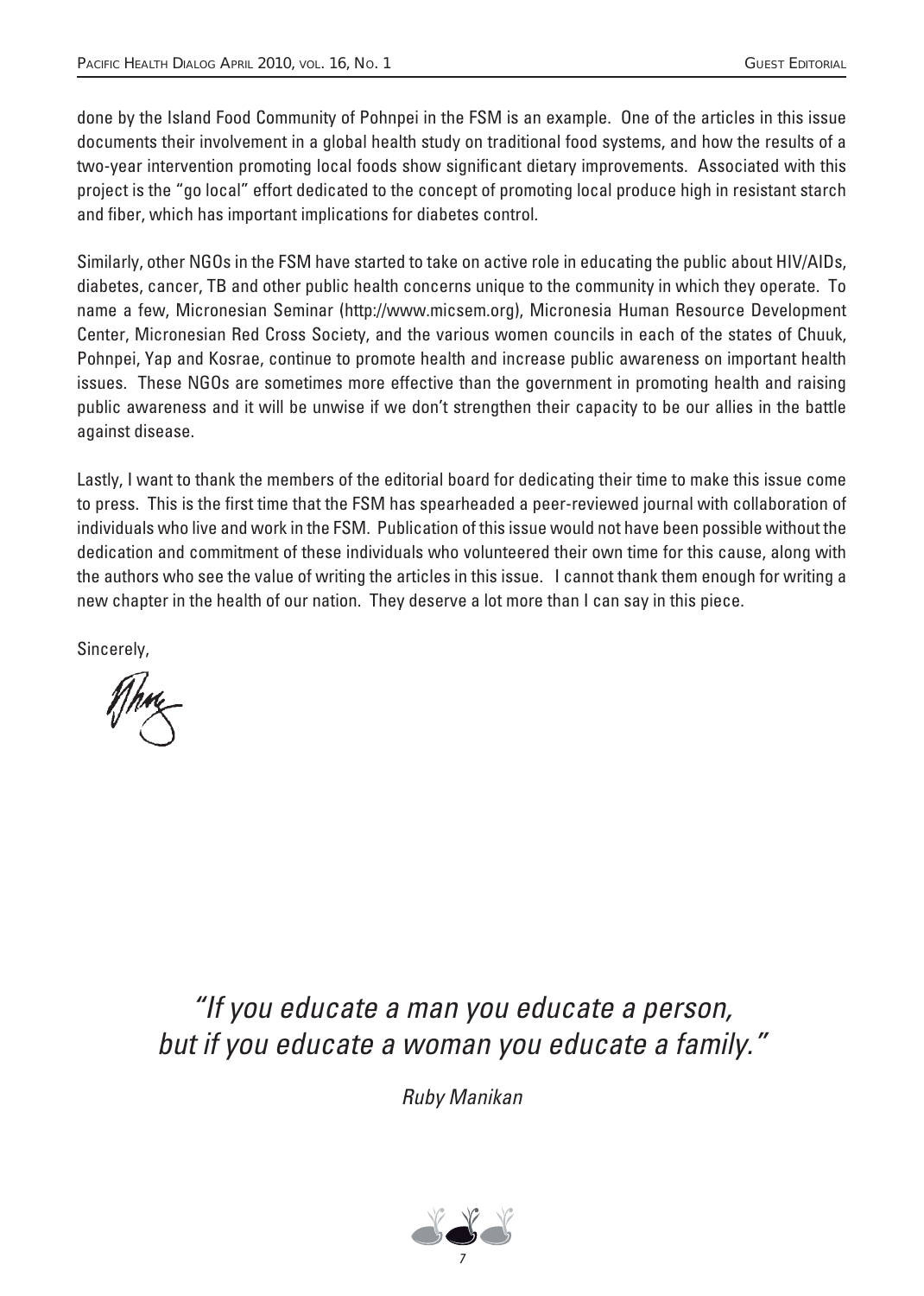done by the Island Food Community of Pohnpei in the FSM is an example. One of the articles in this issue documents their involvement in a global health study on traditional food systems, and how the results of a two-year intervention promoting local foods show significant dietary improvements. Associated with this project is the "go local" effort dedicated to the concept of promoting local produce high in resistant starch and fiber, which has important implications for diabetes control.

Similarly, other NGOs in the FSM have started to take on active role in educating the public about HIV/AIDs, diabetes, cancer, TB and other public health concerns unique to the community in which they operate. To name a few, Micronesian Seminar (http://www.micsem.org), Micronesia Human Resource Development Center, Micronesian Red Cross Society, and the various women councils in each of the states of Chuuk, Pohnpei, Yap and Kosrae, continue to promote health and increase public awareness on important health issues. These NGOs are sometimes more effective than the government in promoting health and raising public awareness and it will be unwise if we don't strengthen their capacity to be our allies in the battle against disease.

Lastly, I want to thank the members of the editorial board for dedicating their time to make this issue come to press. This is the first time that the FSM has spearheaded a peer-reviewed journal with collaboration of individuals who live and work in the FSM. Publication of this issue would not have been possible without the dedication and commitment of these individuals who volunteered their own time for this cause, along with the authors who see the value of writing the articles in this issue. I cannot thank them enough for writing a new chapter in the health of our nation. They deserve a lot more than I can say in this piece.

Sincerely,

*"If you educate a man you educate a person, but if you educate a woman you educate a family."*

*Ruby Manikan*